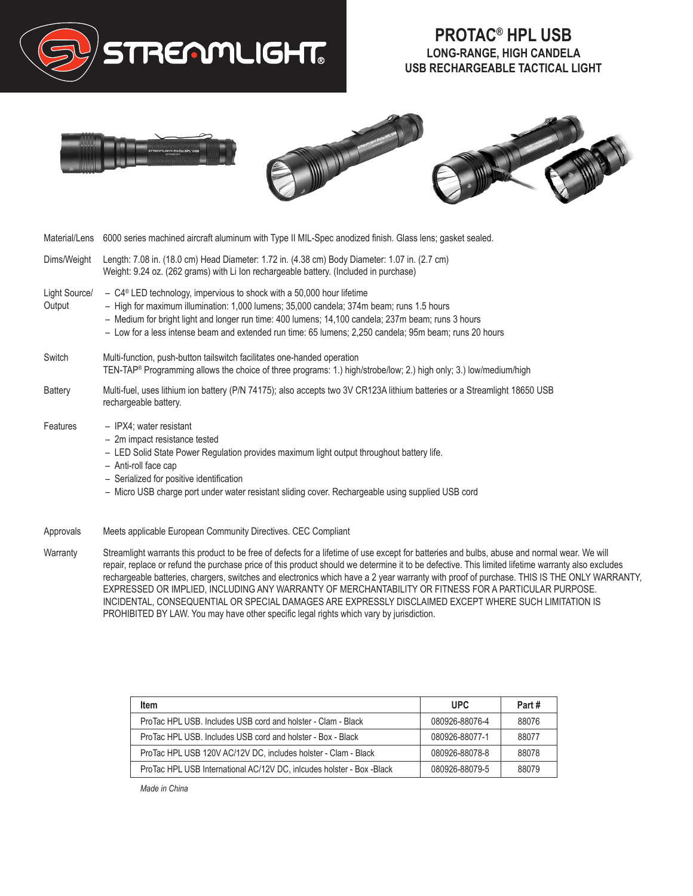# PROTAC® HPL USB

**LONG-RANGE, HIGH CANDELA**
**USB RECHARGEABLE TACTICAL LIGHT**

| | |
|---|---|
| Material/Lens | 6000 series machined aircraft aluminum with Type II MIL-Spec anodized finish. Glass lens; gasket sealed. |
| Dims/Weight | Length: 7.08 in. (18.0 cm) Head Diameter: 1.72 in. (4.38 cm) Body Diameter: 1.07 in. (2.7 cm)<br>Weight: 9.24 oz. (262 grams) with Li Ion rechargeable battery. (Included in purchase) |
| Light Source/ Output | – C4® LED technology, impervious to shock with a 50,000 hour lifetime<br>– High for maximum illumination: 1,000 lumens; 35,000 candela; 374m beam; runs 1.5 hours<br>– Medium for bright light and longer run time: 400 lumens; 14,100 candela; 237m beam; runs 3 hours<br>– Low for a less intense beam and extended run time: 65 lumens; 2,250 candela; 95m beam; runs 20 hours |
| Switch | Multi-function, push-button tailswitch facilitates one-handed operation<br>TEN-TAP® Programming allows the choice of three programs: 1.) high/strobe/low; 2.) high only; 3.) low/medium/high |
| Battery | Multi-fuel, uses lithium ion battery (P/N 74175); also accepts two 3V CR123A lithium batteries or a Streamlight 18650 USB rechargeable battery. |
| Features | – IPX4; water resistant<br>– 2m impact resistance tested<br>– LED Solid State Power Regulation provides maximum light output throughout battery life.<br>– Anti-roll face cap<br>– Serialized for positive identification<br>– Micro USB charge port under water resistant sliding cover. Rechargeable using supplied USB cord |
| Approvals | Meets applicable European Community Directives. CEC Compliant |
| Warranty | Streamlight warrants this product to be free of defects for a lifetime of use except for batteries and bulbs, abuse and normal wear. We will repair, replace or refund the purchase price of this product should we determine it to be defective. This limited lifetime warranty also excludes rechargeable batteries, chargers, switches and electronics which have a 2 year warranty with proof of purchase. THIS IS THE ONLY WARRANTY, EXPRESSED OR IMPLIED, INCLUDING ANY WARRANTY OF MERCHANTABILITY OR FITNESS FOR A PARTICULAR PURPOSE. INCIDENTAL, CONSEQUENTIAL OR SPECIAL DAMAGES ARE EXPRESSLY DISCLAIMED EXCEPT WHERE SUCH LIMITATION IS PROHIBITED BY LAW. You may have other specific legal rights which vary by jurisdiction. |

| Item | UPC | Part # |
|---|---|---|
| ProTac HPL USB. Includes USB cord and holster - Clam - Black | 080926-88076-4 | 88076 |
| ProTac HPL USB. Includes USB cord and holster - Box - Black | 080926-88077-1 | 88077 |
| ProTac HPL USB 120V AC/12V DC, includes holster - Clam - Black | 080926-88078-8 | 88078 |
| ProTac HPL USB International AC/12V DC, inlcudes holster - Box -Black | 080926-88079-5 | 88079 |

*Made in China*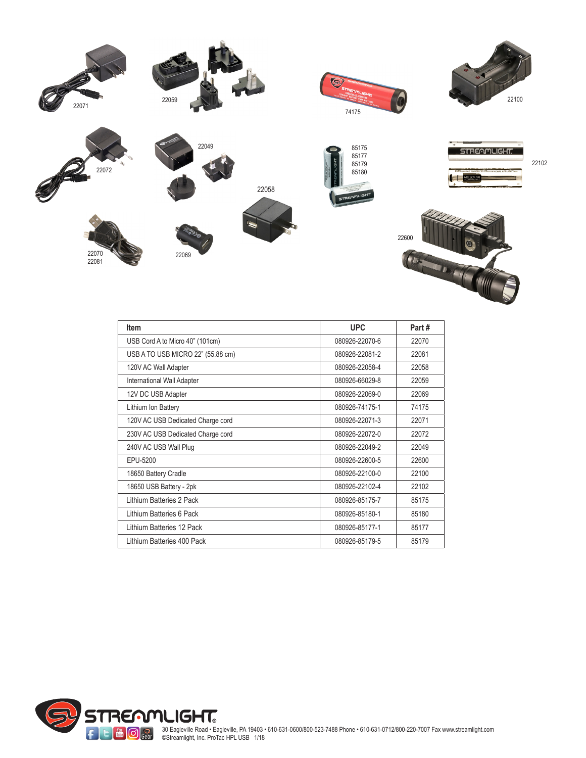22071

22059

74175

22100

22072

22049

85175
85177
85179
85180

22102

22058

22070
22081

22069

22600

| Item | UPC | Part # |
|---|---|---|
| USB Cord A to Micro 40" (101cm) | 080926-22070-6 | 22070 |
| USB A TO USB MICRO 22" (55.88 cm) | 080926-22081-2 | 22081 |
| 120V AC Wall Adapter | 080926-22058-4 | 22058 |
| International Wall Adapter | 080926-66029-8 | 22059 |
| 12V DC USB Adapter | 080926-22069-0 | 22069 |
| Lithium Ion Battery | 080926-74175-1 | 74175 |
| 120V AC USB Dedicated Charge cord | 080926-22071-3 | 22071 |
| 230V AC USB Dedicated Charge cord | 080926-22072-0 | 22072 |
| 240V AC USB Wall Plug | 080926-22049-2 | 22049 |
| EPU-5200 | 080926-22600-5 | 22600 |
| 18650 Battery Cradle | 080926-22100-0 | 22100 |
| 18650 USB Battery - 2pk | 080926-22102-4 | 22102 |
| Lithium Batteries 2 Pack | 080926-85175-7 | 85175 |
| Lithium Batteries 6 Pack | 080926-85180-1 | 85180 |
| Lithium Batteries 12 Pack | 080926-85177-1 | 85177 |
| Lithium Batteries 400 Pack | 080926-85179-5 | 85179 |

STREAMLIGHT®

30 Eagleville Road • Eagleville, PA 19403 • 610-631-0600/800-523-7488 Phone • 610-631-0712/800-220-7007 Fax www.streamlight.com
©Streamlight, Inc. ProTac HPL USB 1/18